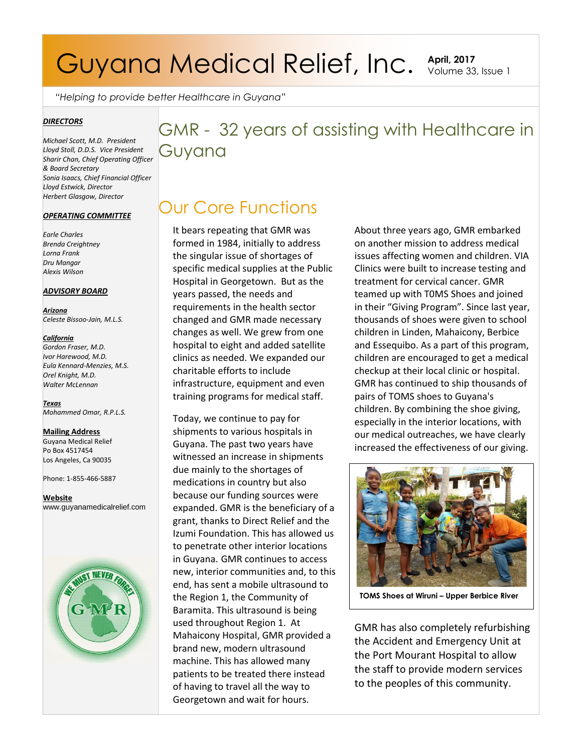# Guyana Medical Relief, Inc.

**April, 2017**
Volume 33, Issue 1

*"Helping to provide better Healthcare in Guyana"*

***DIRECTORS***

*Michael Scott, M.D. President*
*Lloyd Stoll, D.D.S. Vice President*
*Sharir Chan, Chief Operating Officer & Board Secretary*
*Sonia Isaacs, Chief Financial Officer*
*Lloyd Estwick, Director*
*Herbert Glasgow, Director*

***OPERATING COMMITTEE***

*Earle Charles*
*Brenda Creightney*
*Lorna Frank*
*Dru Mangar*
*Alexis Wilson*

***ADVISORY BOARD***

***Arizona***
*Celeste Bissoo-Jain, M.L.S.*

***California***
*Gordon Fraser, M.D.*
*Ivor Harewood, M.D.*
*Eula Kennard-Menzies, M.S.*
*Orel Knight, M.D.*
*Walter McLennan*

***Texas***
*Mohammed Omar, R.P.L.S.*

**Mailing Address**
Guyana Medical Relief
Po Box 4517454
Los Angeles, Ca 90035

Phone: 1-855-466-5887

**Website**
www.guyanamedicalrelief.com

## GMR - 32 years of assisting with Healthcare in Guyana

## Our Core Functions

It bears repeating that GMR was formed in 1984, initially to address the singular issue of shortages of specific medical supplies at the Public Hospital in Georgetown. But as the years passed, the needs and requirements in the health sector changed and GMR made necessary changes as well. We grew from one hospital to eight and added satellite clinics as needed. We expanded our charitable efforts to include infrastructure, equipment and even training programs for medical staff.

Today, we continue to pay for shipments to various hospitals in Guyana. The past two years have witnessed an increase in shipments due mainly to the shortages of medications in country but also because our funding sources were expanded. GMR is the beneficiary of a grant, thanks to Direct Relief and the Izumi Foundation. This has allowed us to penetrate other interior locations in Guyana. GMR continues to access new, interior communities and, to this end, has sent a mobile ultrasound to the Region 1, the Community of Baramita. This ultrasound is being used throughout Region 1. At Mahaicony Hospital, GMR provided a brand new, modern ultrasound machine. This has allowed many patients to be treated there instead of having to travel all the way to Georgetown and wait for hours.

About three years ago, GMR embarked on another mission to address medical issues affecting women and children. VIA Clinics were built to increase testing and treatment for cervical cancer. GMR teamed up with T0MS Shoes and joined in their "Giving Program". Since last year, thousands of shoes were given to school children in Linden, Mahaicony, Berbice and Essequibo. As a part of this program, children are encouraged to get a medical checkup at their local clinic or hospital. GMR has continued to ship thousands of pairs of TOMS shoes to Guyana's children. By combining the shoe giving, especially in the interior locations, with our medical outreaches, we have clearly increased the effectiveness of our giving.

**TOMS Shoes at Wiruni – Upper Berbice River**

GMR has also completely refurbishing the Accident and Emergency Unit at the Port Mourant Hospital to allow the staff to provide modern services to the peoples of this community.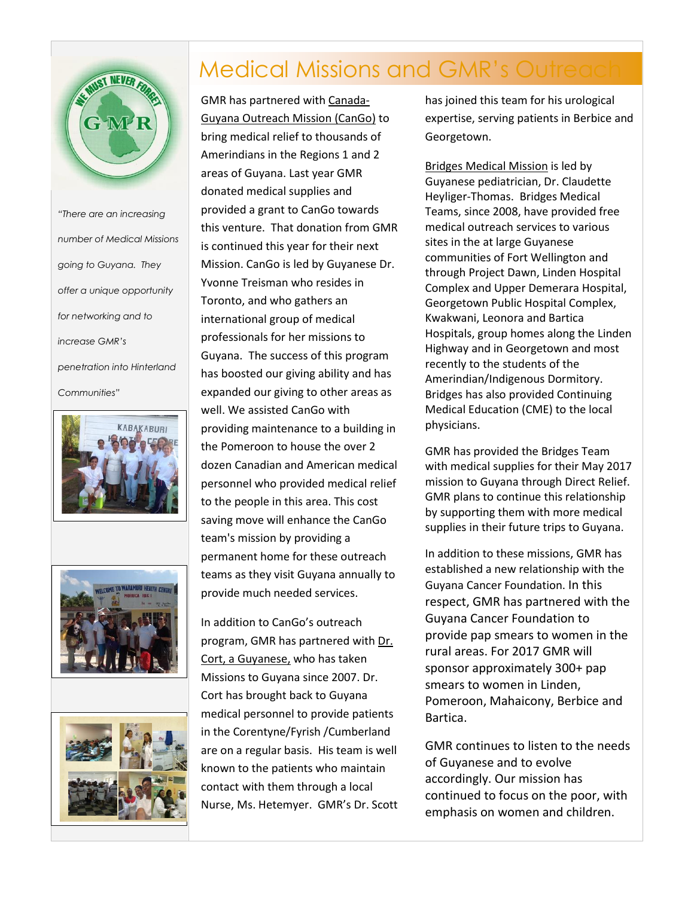# Medical Missions and GMR's Outreach

*"There are an increasing number of Medical Missions going to Guyana. They offer a unique opportunity for networking and to increase GMR's penetration into Hinterland Communities"*

GMR has partnered with Canada-Guyana Outreach Mission (CanGo) to bring medical relief to thousands of Amerindians in the Regions 1 and 2 areas of Guyana. Last year GMR donated medical supplies and provided a grant to CanGo towards this venture. That donation from GMR is continued this year for their next Mission. CanGo is led by Guyanese Dr. Yvonne Treisman who resides in Toronto, and who gathers an international group of medical professionals for her missions to Guyana. The success of this program has boosted our giving ability and has expanded our giving to other areas as well. We assisted CanGo with providing maintenance to a building in the Pomeroon to house the over 2 dozen Canadian and American medical personnel who provided medical relief to the people in this area. This cost saving move will enhance the CanGo team's mission by providing a permanent home for these outreach teams as they visit Guyana annually to provide much needed services.

In addition to CanGo's outreach program, GMR has partnered with Dr. Cort, a Guyanese, who has taken Missions to Guyana since 2007. Dr. Cort has brought back to Guyana medical personnel to provide patients in the Corentyne/Fyrish /Cumberland are on a regular basis. His team is well known to the patients who maintain contact with them through a local Nurse, Ms. Hetemyer. GMR's Dr. Scott has joined this team for his urological expertise, serving patients in Berbice and Georgetown.

Bridges Medical Mission is led by Guyanese pediatrician, Dr. Claudette Heyliger-Thomas. Bridges Medical Teams, since 2008, have provided free medical outreach services to various sites in the at large Guyanese communities of Fort Wellington and through Project Dawn, Linden Hospital Complex and Upper Demerara Hospital, Georgetown Public Hospital Complex, Kwakwani, Leonora and Bartica Hospitals, group homes along the Linden Highway and in Georgetown and most recently to the students of the Amerindian/Indigenous Dormitory. Bridges has also provided Continuing Medical Education (CME) to the local physicians.

GMR has provided the Bridges Team with medical supplies for their May 2017 mission to Guyana through Direct Relief. GMR plans to continue this relationship by supporting them with more medical supplies in their future trips to Guyana.

In addition to these missions, GMR has established a new relationship with the Guyana Cancer Foundation. In this respect, GMR has partnered with the Guyana Cancer Foundation to provide pap smears to women in the rural areas. For 2017 GMR will sponsor approximately 300+ pap smears to women in Linden, Pomeroon, Mahaicony, Berbice and Bartica.

GMR continues to listen to the needs of Guyanese and to evolve accordingly. Our mission has continued to focus on the poor, with emphasis on women and children.